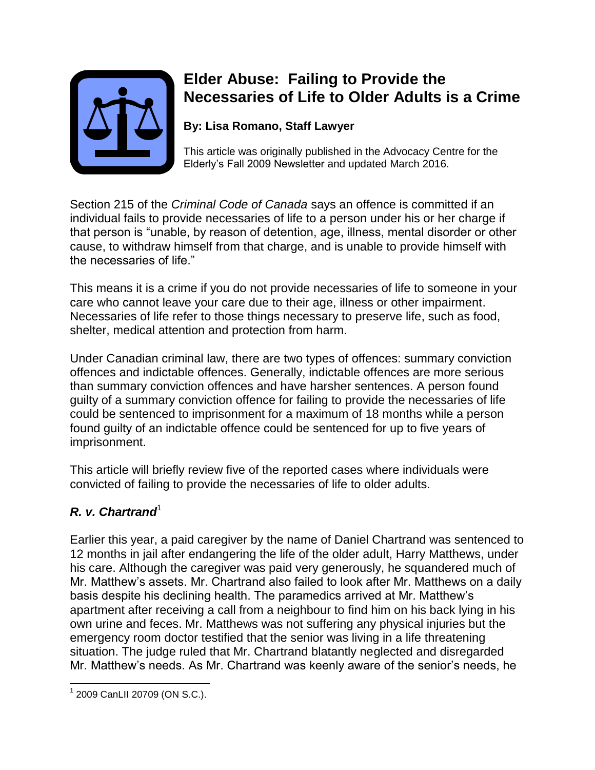# Elder Abuse: Failing to Provide the Necessaries of Life to Older Adults is a Crime

**By: Lisa Romano, Staff Lawyer**

This article was originally published in the Advocacy Centre for the Elderly's Fall 2009 Newsletter and updated March 2016.

Section 215 of the *Criminal Code of Canada* says an offence is committed if an individual fails to provide necessaries of life to a person under his or her charge if that person is "unable, by reason of detention, age, illness, mental disorder or other cause, to withdraw himself from that charge, and is unable to provide himself with the necessaries of life."

This means it is a crime if you do not provide necessaries of life to someone in your care who cannot leave your care due to their age, illness or other impairment. Necessaries of life refer to those things necessary to preserve life, such as food, shelter, medical attention and protection from harm.

Under Canadian criminal law, there are two types of offences: summary conviction offences and indictable offences. Generally, indictable offences are more serious than summary conviction offences and have harsher sentences. A person found guilty of a summary conviction offence for failing to provide the necessaries of life could be sentenced to imprisonment for a maximum of 18 months while a person found guilty of an indictable offence could be sentenced for up to five years of imprisonment.

This article will briefly review five of the reported cases where individuals were convicted of failing to provide the necessaries of life to older adults.

## *R. v. Chartrand*[1]

Earlier this year, a paid caregiver by the name of Daniel Chartrand was sentenced to 12 months in jail after endangering the life of the older adult, Harry Matthews, under his care. Although the caregiver was paid very generously, he squandered much of Mr. Matthew's assets. Mr. Chartrand also failed to look after Mr. Matthews on a daily basis despite his declining health. The paramedics arrived at Mr. Matthew's apartment after receiving a call from a neighbour to find him on his back lying in his own urine and feces. Mr. Matthews was not suffering any physical injuries but the emergency room doctor testified that the senior was living in a life threatening situation. The judge ruled that Mr. Chartrand blatantly neglected and disregarded Mr. Matthew's needs. As Mr. Chartrand was keenly aware of the senior's needs, he

[1] 2009 CanLII 20709 (ON S.C.).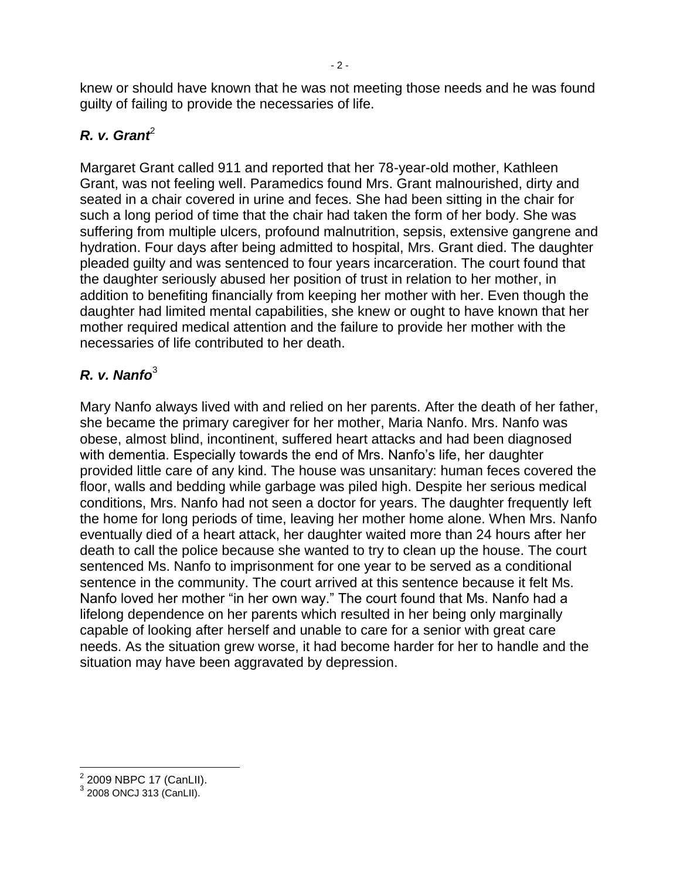knew or should have known that he was not meeting those needs and he was found guilty of failing to provide the necessaries of life.

### *R. v. Grant*[2]

Margaret Grant called 911 and reported that her 78-year-old mother, Kathleen Grant, was not feeling well. Paramedics found Mrs. Grant malnourished, dirty and seated in a chair covered in urine and feces. She had been sitting in the chair for such a long period of time that the chair had taken the form of her body. She was suffering from multiple ulcers, profound malnutrition, sepsis, extensive gangrene and hydration. Four days after being admitted to hospital, Mrs. Grant died. The daughter pleaded guilty and was sentenced to four years incarceration. The court found that the daughter seriously abused her position of trust in relation to her mother, in addition to benefiting financially from keeping her mother with her. Even though the daughter had limited mental capabilities, she knew or ought to have known that her mother required medical attention and the failure to provide her mother with the necessaries of life contributed to her death.

### *R. v. Nanfo*[3]

Mary Nanfo always lived with and relied on her parents. After the death of her father, she became the primary caregiver for her mother, Maria Nanfo. Mrs. Nanfo was obese, almost blind, incontinent, suffered heart attacks and had been diagnosed with dementia. Especially towards the end of Mrs. Nanfo's life, her daughter provided little care of any kind. The house was unsanitary: human feces covered the floor, walls and bedding while garbage was piled high. Despite her serious medical conditions, Mrs. Nanfo had not seen a doctor for years. The daughter frequently left the home for long periods of time, leaving her mother home alone. When Mrs. Nanfo eventually died of a heart attack, her daughter waited more than 24 hours after her death to call the police because she wanted to try to clean up the house. The court sentenced Ms. Nanfo to imprisonment for one year to be served as a conditional sentence in the community. The court arrived at this sentence because it felt Ms. Nanfo loved her mother "in her own way." The court found that Ms. Nanfo had a lifelong dependence on her parents which resulted in her being only marginally capable of looking after herself and unable to care for a senior with great care needs. As the situation grew worse, it had become harder for her to handle and the situation may have been aggravated by depression.

---

[2] 2009 NBPC 17 (CanLII).

[3] 2008 ONCJ 313 (CanLII).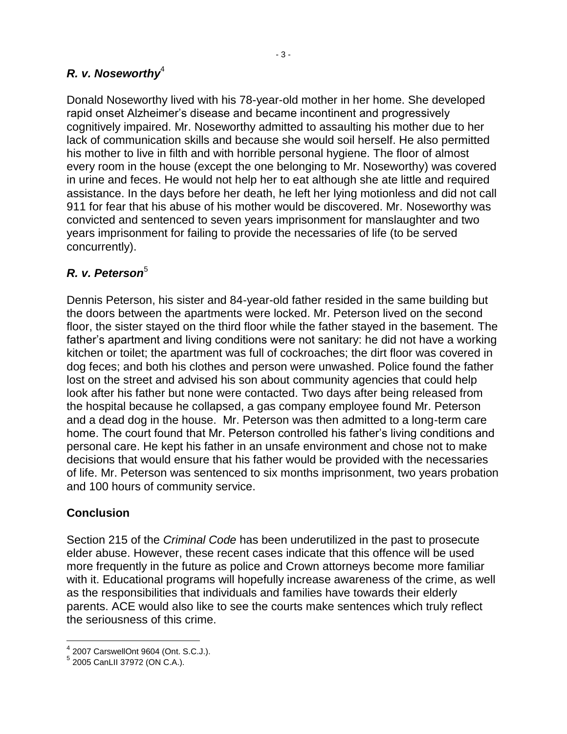### *R. v. Noseworthy*[4]

Donald Noseworthy lived with his 78-year-old mother in her home. She developed rapid onset Alzheimer's disease and became incontinent and progressively cognitively impaired. Mr. Noseworthy admitted to assaulting his mother due to her lack of communication skills and because she would soil herself. He also permitted his mother to live in filth and with horrible personal hygiene. The floor of almost every room in the house (except the one belonging to Mr. Noseworthy) was covered in urine and feces. He would not help her to eat although she ate little and required assistance. In the days before her death, he left her lying motionless and did not call 911 for fear that his abuse of his mother would be discovered. Mr. Noseworthy was convicted and sentenced to seven years imprisonment for manslaughter and two years imprisonment for failing to provide the necessaries of life (to be served concurrently).

### *R. v. Peterson*[5]

Dennis Peterson, his sister and 84-year-old father resided in the same building but the doors between the apartments were locked. Mr. Peterson lived on the second floor, the sister stayed on the third floor while the father stayed in the basement. The father's apartment and living conditions were not sanitary: he did not have a working kitchen or toilet; the apartment was full of cockroaches; the dirt floor was covered in dog feces; and both his clothes and person were unwashed. Police found the father lost on the street and advised his son about community agencies that could help look after his father but none were contacted. Two days after being released from the hospital because he collapsed, a gas company employee found Mr. Peterson and a dead dog in the house. Mr. Peterson was then admitted to a long-term care home. The court found that Mr. Peterson controlled his father's living conditions and personal care. He kept his father in an unsafe environment and chose not to make decisions that would ensure that his father would be provided with the necessaries of life. Mr. Peterson was sentenced to six months imprisonment, two years probation and 100 hours of community service.

### Conclusion

Section 215 of the *Criminal Code* has been underutilized in the past to prosecute elder abuse. However, these recent cases indicate that this offence will be used more frequently in the future as police and Crown attorneys become more familiar with it. Educational programs will hopefully increase awareness of the crime, as well as the responsibilities that individuals and families have towards their elderly parents. ACE would also like to see the courts make sentences which truly reflect the seriousness of this crime.

---

[4] 2007 CarswellOnt 9604 (Ont. S.C.J.).

[5] 2005 CanLII 37972 (ON C.A.).